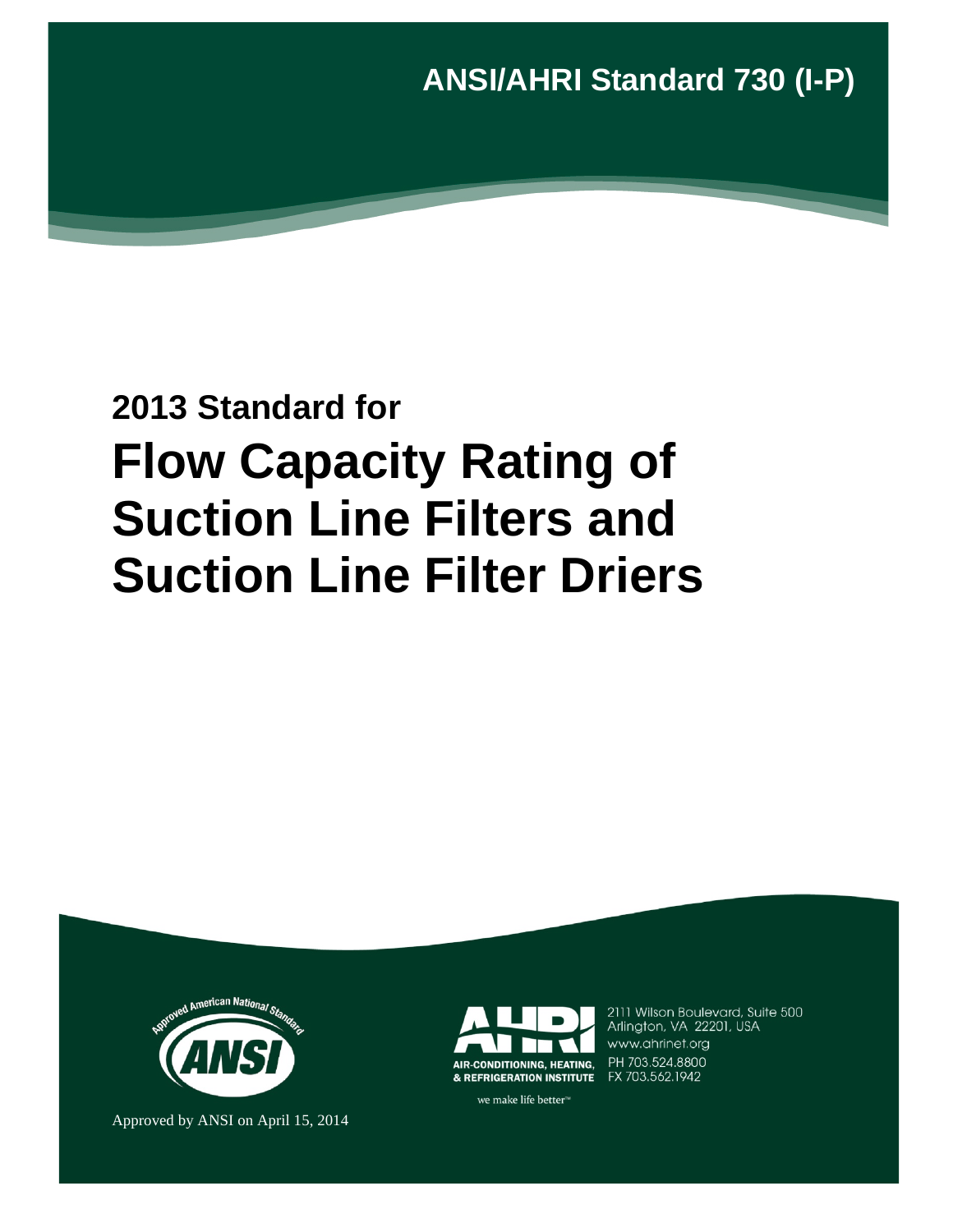**ANSI/AHRI Standard 730 (I-P)**

## 2013 Standard for

# Flow Capacity Rating of Suction Line Filters and Suction Line Filter Driers

Approved by ANSI on April 15, 2014

AIR-CONDITIONING, HEATING, & REFRIGERATION INSTITUTE

we make life better™

2111 Wilson Boulevard, Suite 500
Arlington, VA 22201, USA
www.ahrinet.org
PH 703.524.8800
FX 703.562.1942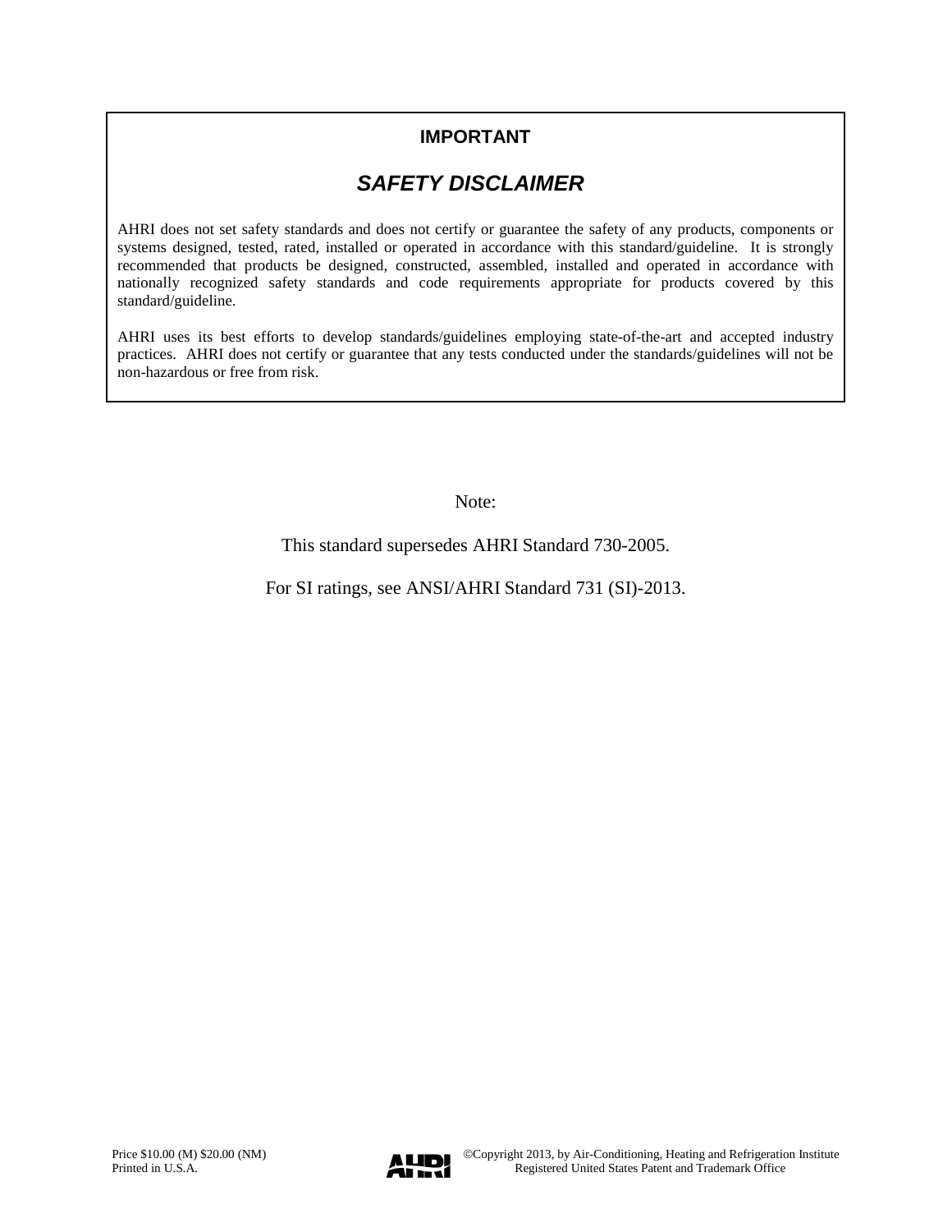**IMPORTANT**

## *SAFETY DISCLAIMER*

AHRI does not set safety standards and does not certify or guarantee the safety of any products, components or systems designed, tested, rated, installed or operated in accordance with this standard/guideline. It is strongly recommended that products be designed, constructed, assembled, installed and operated in accordance with nationally recognized safety standards and code requirements appropriate for products covered by this standard/guideline.

AHRI uses its best efforts to develop standards/guidelines employing state-of-the-art and accepted industry practices. AHRI does not certify or guarantee that any tests conducted under the standards/guidelines will not be non-hazardous or free from risk.

Note:

This standard supersedes AHRI Standard 730-2005.

For SI ratings, see ANSI/AHRI Standard 731 (SI)-2013.

Price $10.00 (M) $20.00 (NM)
Printed in U.S.A.

©Copyright 2013, by Air-Conditioning, Heating and Refrigeration Institute
Registered United States Patent and Trademark Office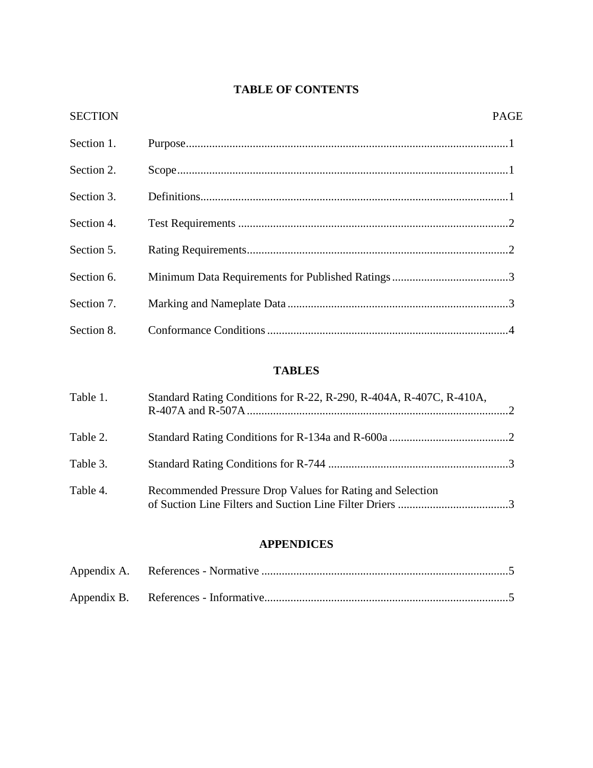# TABLE OF CONTENTS

| SECTION | | PAGE |
|---|---|---|
| Section 1. | Purpose | 1 |
| Section 2. | Scope | 1 |
| Section 3. | Definitions | 1 |
| Section 4. | Test Requirements | 2 |
| Section 5. | Rating Requirements | 2 |
| Section 6. | Minimum Data Requirements for Published Ratings | 3 |
| Section 7. | Marking and Nameplate Data | 3 |
| Section 8. | Conformance Conditions | 4 |

## TABLES

| | | |
|---|---|---|
| Table 1. | Standard Rating Conditions for R-22, R-290, R-404A, R-407C, R-410A, R-407A and R-507A | 2 |
| Table 2. | Standard Rating Conditions for R-134a and R-600a | 2 |
| Table 3. | Standard Rating Conditions for R-744 | 3 |
| Table 4. | Recommended Pressure Drop Values for Rating and Selection of Suction Line Filters and Suction Line Filter Driers | 3 |

## APPENDICES

| | | |
|---|---|---|
| Appendix A. | References - Normative | 5 |
| Appendix B. | References - Informative | 5 |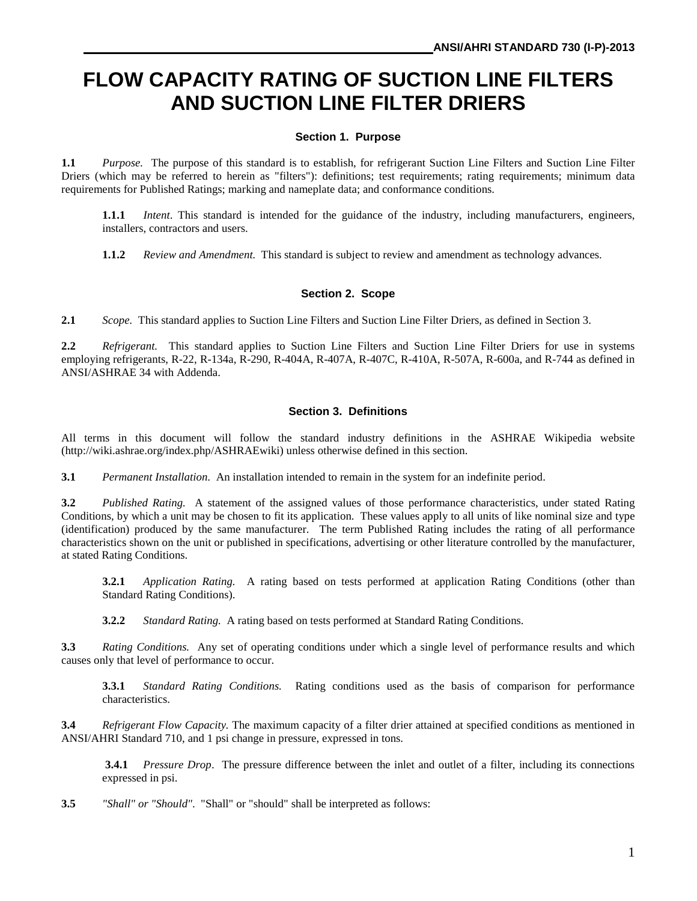# FLOW CAPACITY RATING OF SUCTION LINE FILTERS AND SUCTION LINE FILTER DRIERS

## Section 1. Purpose

**1.1** *Purpose.* The purpose of this standard is to establish, for refrigerant Suction Line Filters and Suction Line Filter Driers (which may be referred to herein as "filters"): definitions; test requirements; rating requirements; minimum data requirements for Published Ratings; marking and nameplate data; and conformance conditions.

**1.1.1** *Intent*. This standard is intended for the guidance of the industry, including manufacturers, engineers, installers, contractors and users.

**1.1.2** *Review and Amendment.* This standard is subject to review and amendment as technology advances.

## Section 2. Scope

**2.1** *Scope*. This standard applies to Suction Line Filters and Suction Line Filter Driers, as defined in Section 3.

**2.2** *Refrigerant.* This standard applies to Suction Line Filters and Suction Line Filter Driers for use in systems employing refrigerants, R-22, R-134a, R-290, R-404A, R-407A, R-407C, R-410A, R-507A, R-600a, and R-744 as defined in ANSI/ASHRAE 34 with Addenda.

## Section 3. Definitions

All terms in this document will follow the standard industry definitions in the ASHRAE Wikipedia website (http://wiki.ashrae.org/index.php/ASHRAEwiki) unless otherwise defined in this section.

**3.1** *Permanent Installation*. An installation intended to remain in the system for an indefinite period.

**3.2** *Published Rating.* A statement of the assigned values of those performance characteristics, under stated Rating Conditions, by which a unit may be chosen to fit its application. These values apply to all units of like nominal size and type (identification) produced by the same manufacturer. The term Published Rating includes the rating of all performance characteristics shown on the unit or published in specifications, advertising or other literature controlled by the manufacturer, at stated Rating Conditions.

**3.2.1** *Application Rating.* A rating based on tests performed at application Rating Conditions (other than Standard Rating Conditions).

**3.2.2** *Standard Rating.* A rating based on tests performed at Standard Rating Conditions.

**3.3** *Rating Conditions.* Any set of operating conditions under which a single level of performance results and which causes only that level of performance to occur.

**3.3.1** *Standard Rating Conditions.* Rating conditions used as the basis of comparison for performance characteristics.

**3.4** *Refrigerant Flow Capacity.* The maximum capacity of a filter drier attained at specified conditions as mentioned in ANSI/AHRI Standard 710, and 1 psi change in pressure, expressed in tons.

**3.4.1** *Pressure Drop*. The pressure difference between the inlet and outlet of a filter, including its connections expressed in psi.

**3.5** *"Shall" or "Should"*. "Shall" or "should" shall be interpreted as follows: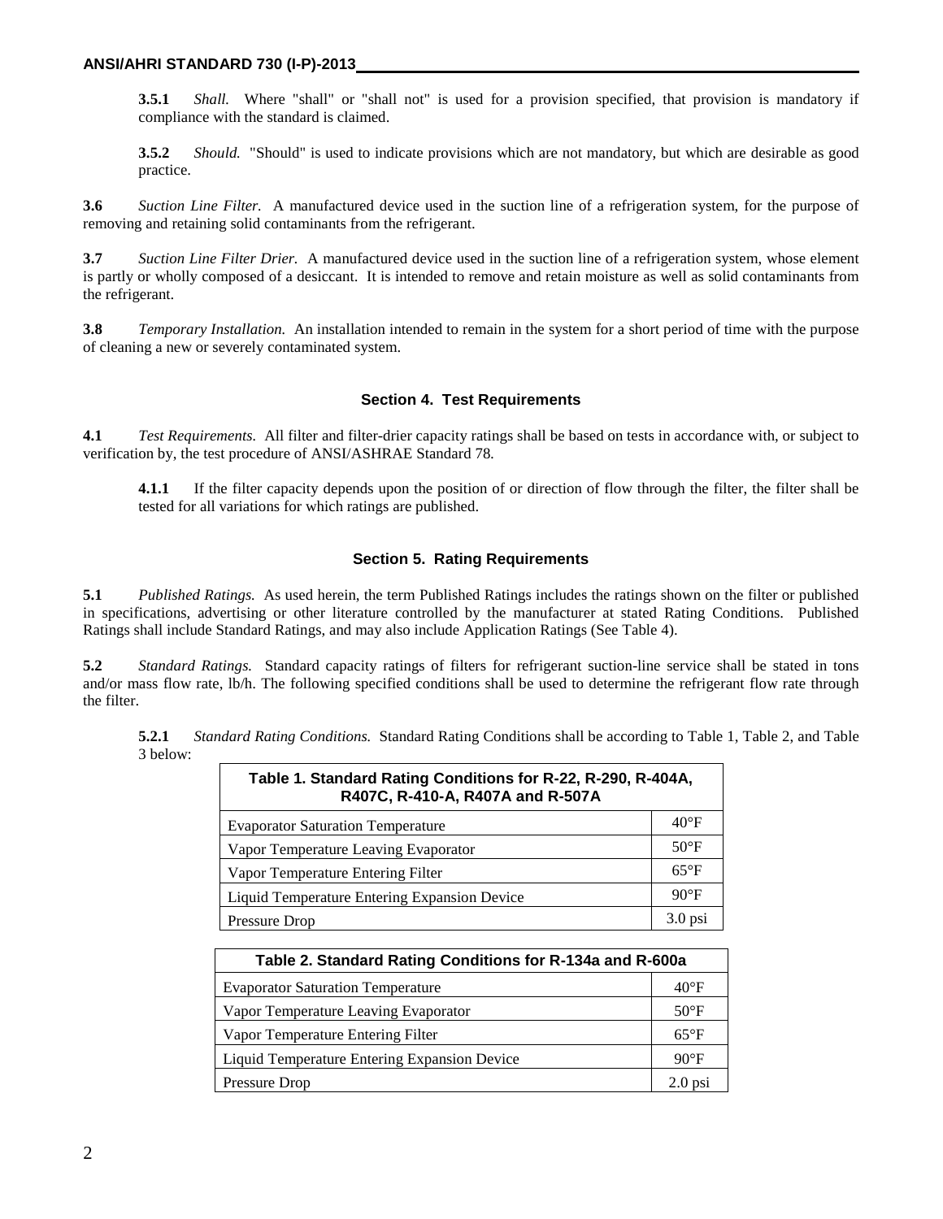**3.5.1** *Shall.* Where "shall" or "shall not" is used for a provision specified, that provision is mandatory if compliance with the standard is claimed.

**3.5.2** *Should.* "Should" is used to indicate provisions which are not mandatory, but which are desirable as good practice.

**3.6** *Suction Line Filter.* A manufactured device used in the suction line of a refrigeration system, for the purpose of removing and retaining solid contaminants from the refrigerant.

**3.7** *Suction Line Filter Drier.* A manufactured device used in the suction line of a refrigeration system, whose element is partly or wholly composed of a desiccant. It is intended to remove and retain moisture as well as solid contaminants from the refrigerant.

**3.8** *Temporary Installation.* An installation intended to remain in the system for a short period of time with the purpose of cleaning a new or severely contaminated system.

## Section 4. Test Requirements

**4.1** *Test Requirements.* All filter and filter-drier capacity ratings shall be based on tests in accordance with, or subject to verification by, the test procedure of ANSI/ASHRAE Standard 78.

**4.1.1** If the filter capacity depends upon the position of or direction of flow through the filter, the filter shall be tested for all variations for which ratings are published.

## Section 5. Rating Requirements

**5.1** *Published Ratings.* As used herein, the term Published Ratings includes the ratings shown on the filter or published in specifications, advertising or other literature controlled by the manufacturer at stated Rating Conditions. Published Ratings shall include Standard Ratings, and may also include Application Ratings (See Table 4).

**5.2** *Standard Ratings.* Standard capacity ratings of filters for refrigerant suction-line service shall be stated in tons and/or mass flow rate, lb/h. The following specified conditions shall be used to determine the refrigerant flow rate through the filter.

**5.2.1** *Standard Rating Conditions.* Standard Rating Conditions shall be according to Table 1, Table 2, and Table 3 below:

| Table 1. Standard Rating Conditions for R-22, R-290, R-404A, R407C, R-410-A, R407A and R-507A | |
|---|---|
| Evaporator Saturation Temperature | 40°F |
| Vapor Temperature Leaving Evaporator | 50°F |
| Vapor Temperature Entering Filter | 65°F |
| Liquid Temperature Entering Expansion Device | 90°F |
| Pressure Drop | 3.0 psi |

| Table 2. Standard Rating Conditions for R-134a and R-600a | |
|---|---|
| Evaporator Saturation Temperature | 40°F |
| Vapor Temperature Leaving Evaporator | 50°F |
| Vapor Temperature Entering Filter | 65°F |
| Liquid Temperature Entering Expansion Device | 90°F |
| Pressure Drop | 2.0 psi |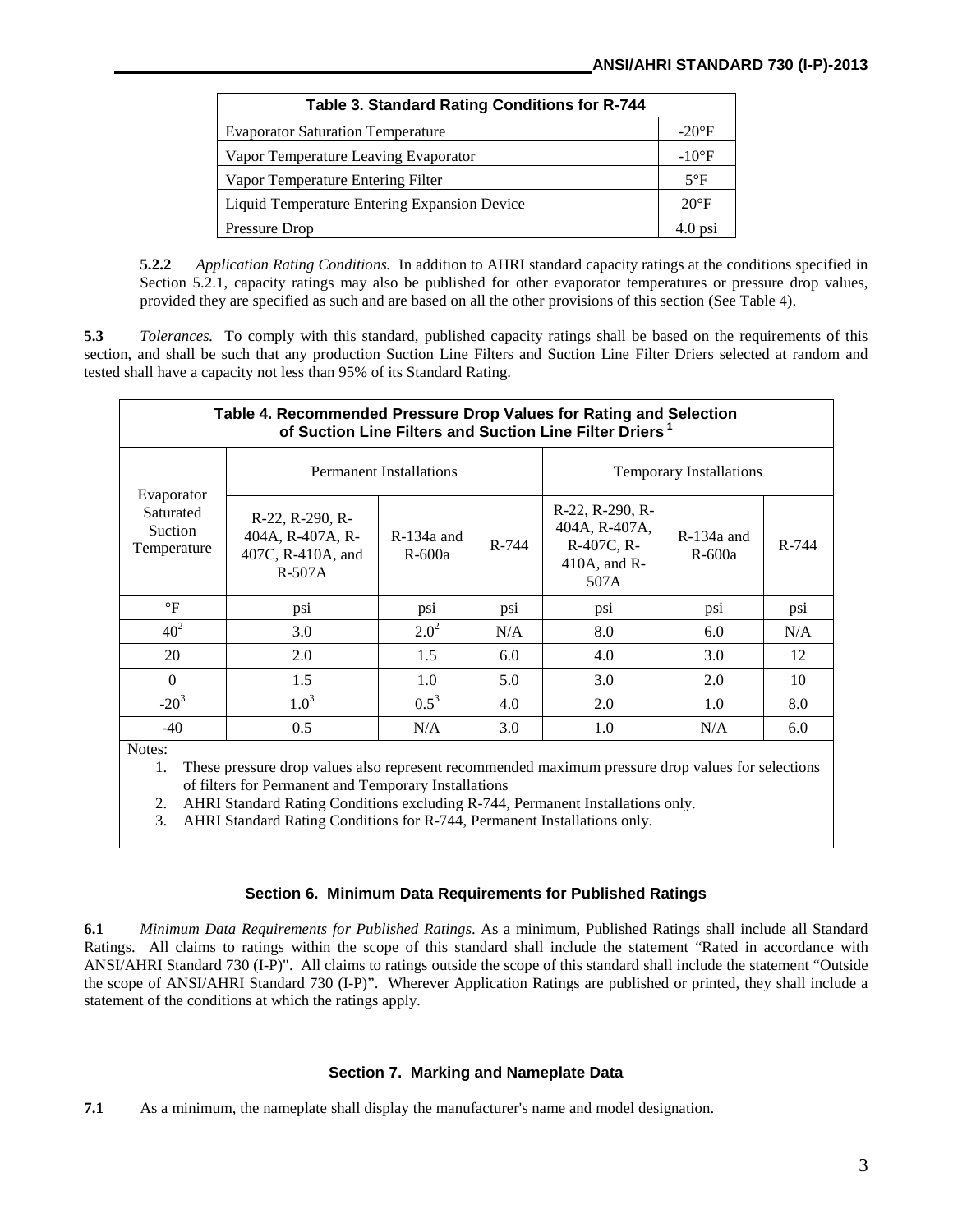| Table 3. Standard Rating Conditions for R-744 | |
|---|---|
| Evaporator Saturation Temperature | -20°F |
| Vapor Temperature Leaving Evaporator | -10°F |
| Vapor Temperature Entering Filter | 5°F |
| Liquid Temperature Entering Expansion Device | 20°F |
| Pressure Drop | 4.0 psi |

**5.2.2** *Application Rating Conditions.* In addition to AHRI standard capacity ratings at the conditions specified in Section 5.2.1, capacity ratings may also be published for other evaporator temperatures or pressure drop values, provided they are specified as such and are based on all the other provisions of this section (See Table 4).

**5.3** *Tolerances.* To comply with this standard, published capacity ratings shall be based on the requirements of this section, and shall be such that any production Suction Line Filters and Suction Line Filter Driers selected at random and tested shall have a capacity not less than 95% of its Standard Rating.

**Table 4. Recommended Pressure Drop Values for Rating and Selection of Suction Line Filters and Suction Line Filter Driers [1]**

| Evaporator Saturated Suction Temperature | Permanent Installations | | | Temporary Installations | | |
|---|---|---|---|---|---|---|
| | R-22, R-290, R-404A, R-407A, R-407C, R-410A, and R-507A | R-134a and R-600a | R-744 | R-22, R-290, R-404A, R-407A, R-407C, R-410A, and R-507A | R-134a and R-600a | R-744 |
| °F | psi | psi | psi | psi | psi | psi |
| 40[2] | 3.0 | 2.0[2] | N/A | 8.0 | 6.0 | N/A |
| 20 | 2.0 | 1.5 | 6.0 | 4.0 | 3.0 | 12 |
| 0 | 1.5 | 1.0 | 5.0 | 3.0 | 2.0 | 10 |
| -20[3] | 1.0[3] | 0.5[3] | 4.0 | 2.0 | 1.0 | 8.0 |
| -40 | 0.5 | N/A | 3.0 | 1.0 | N/A | 6.0 |

Notes:

1. These pressure drop values also represent recommended maximum pressure drop values for selections of filters for Permanent and Temporary Installations
2. AHRI Standard Rating Conditions excluding R-744, Permanent Installations only.
3. AHRI Standard Rating Conditions for R-744, Permanent Installations only.

## Section 6. Minimum Data Requirements for Published Ratings

**6.1** *Minimum Data Requirements for Published Ratings*. As a minimum, Published Ratings shall include all Standard Ratings. All claims to ratings within the scope of this standard shall include the statement "Rated in accordance with ANSI/AHRI Standard 730 (I-P)". All claims to ratings outside the scope of this standard shall include the statement "Outside the scope of ANSI/AHRI Standard 730 (I-P)". Wherever Application Ratings are published or printed, they shall include a statement of the conditions at which the ratings apply.

## Section 7. Marking and Nameplate Data

**7.1** As a minimum, the nameplate shall display the manufacturer's name and model designation.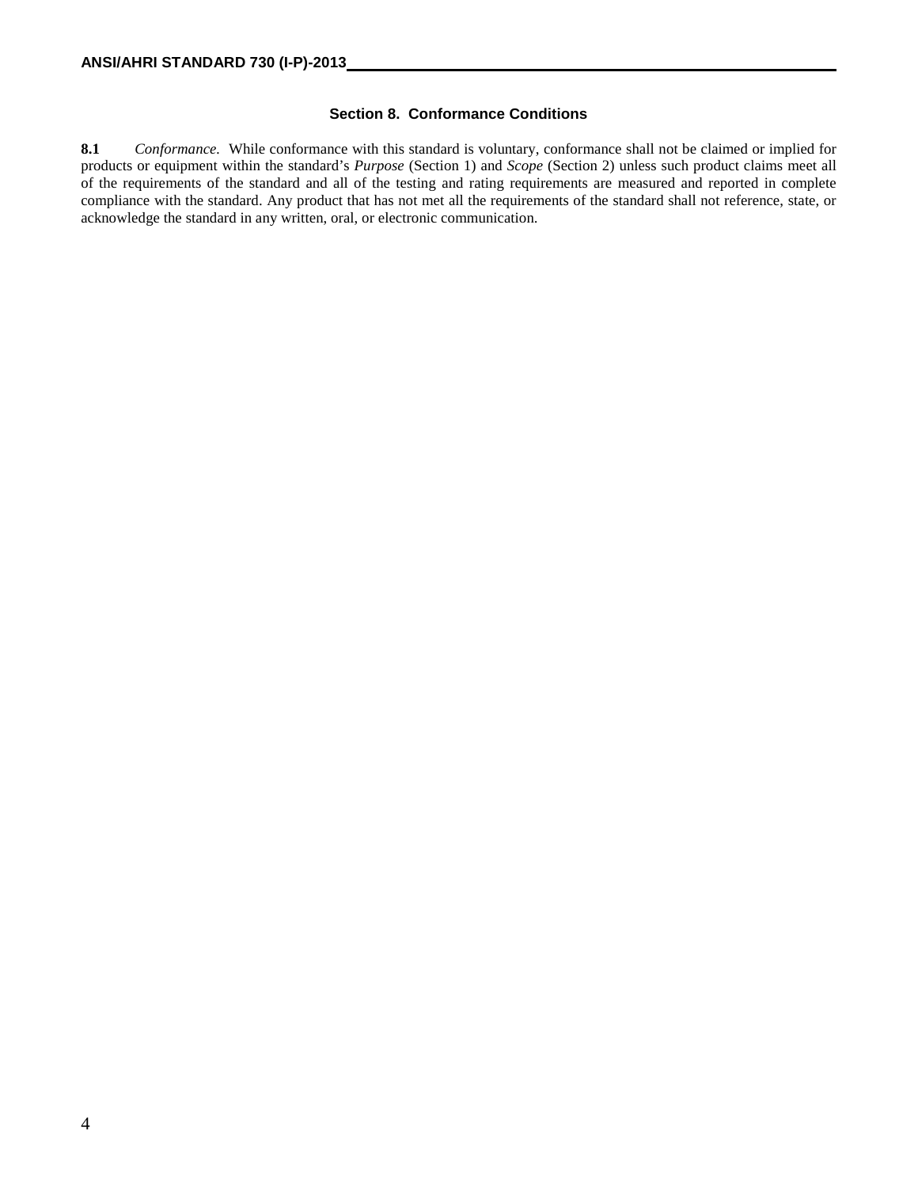## Section 8. Conformance Conditions

**8.1** *Conformance.* While conformance with this standard is voluntary, conformance shall not be claimed or implied for products or equipment within the standard's *Purpose* (Section 1) and *Scope* (Section 2) unless such product claims meet all of the requirements of the standard and all of the testing and rating requirements are measured and reported in complete compliance with the standard. Any product that has not met all the requirements of the standard shall not reference, state, or acknowledge the standard in any written, oral, or electronic communication.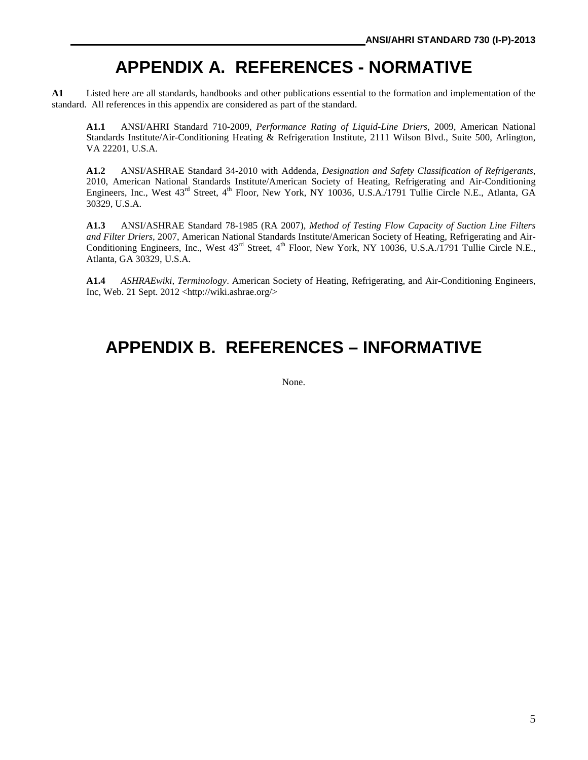# APPENDIX A. REFERENCES - NORMATIVE

**A1** Listed here are all standards, handbooks and other publications essential to the formation and implementation of the standard. All references in this appendix are considered as part of the standard.

**A1.1** ANSI/AHRI Standard 710-2009, *Performance Rating of Liquid-Line Driers*, 2009, American National Standards Institute/Air-Conditioning Heating & Refrigeration Institute, 2111 Wilson Blvd., Suite 500, Arlington, VA 22201, U.S.A.

**A1.2** ANSI/ASHRAE Standard 34-2010 with Addenda, *Designation and Safety Classification of Refrigerants*, 2010, American National Standards Institute/American Society of Heating, Refrigerating and Air-Conditioning Engineers, Inc., West 43rd Street, 4th Floor, New York, NY 10036, U.S.A./1791 Tullie Circle N.E., Atlanta, GA 30329, U.S.A.

**A1.3** ANSI/ASHRAE Standard 78-1985 (RA 2007), *Method of Testing Flow Capacity of Suction Line Filters and Filter Driers*, 2007, American National Standards Institute/American Society of Heating, Refrigerating and Air-Conditioning Engineers, Inc., West 43rd Street, 4th Floor, New York, NY 10036, U.S.A./1791 Tullie Circle N.E., Atlanta, GA 30329, U.S.A.

**A1.4** *ASHRAEwiki, Terminology*. American Society of Heating, Refrigerating, and Air-Conditioning Engineers, Inc, Web. 21 Sept. 2012 <http://wiki.ashrae.org/>

# APPENDIX B. REFERENCES – INFORMATIVE

None.